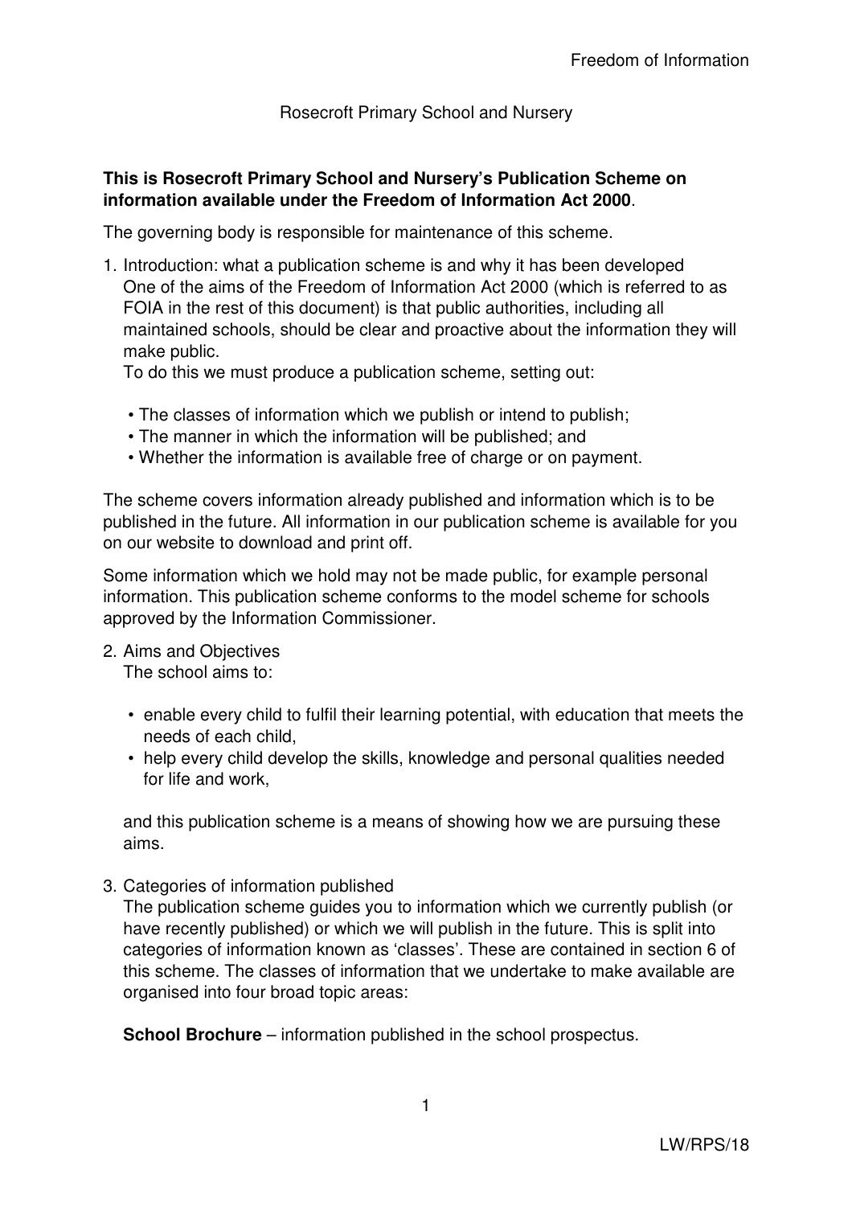Rosecroft Primary School and Nursery

**This is Rosecroft Primary School and Nursery's Publication Scheme on information available under the Freedom of Information Act 2000**.

The governing body is responsible for maintenance of this scheme.

1. Introduction: what a publication scheme is and why it has been developed
   One of the aims of the Freedom of Information Act 2000 (which is referred to as FOIA in the rest of this document) is that public authorities, including all maintained schools, should be clear and proactive about the information they will make public.
   To do this we must produce a publication scheme, setting out:

   - The classes of information which we publish or intend to publish;
   - The manner in which the information will be published; and
   - Whether the information is available free of charge or on payment.

The scheme covers information already published and information which is to be published in the future. All information in our publication scheme is available for you on our website to download and print off.

Some information which we hold may not be made public, for example personal information. This publication scheme conforms to the model scheme for schools approved by the Information Commissioner.

2. Aims and Objectives
   The school aims to:

   - enable every child to fulfil their learning potential, with education that meets the needs of each child,
   - help every child develop the skills, knowledge and personal qualities needed for life and work,

   and this publication scheme is a means of showing how we are pursuing these aims.

3. Categories of information published
   The publication scheme guides you to information which we currently publish (or have recently published) or which we will publish in the future. This is split into categories of information known as 'classes'. These are contained in section 6 of this scheme. The classes of information that we undertake to make available are organised into four broad topic areas:

   **School Brochure** – information published in the school prospectus.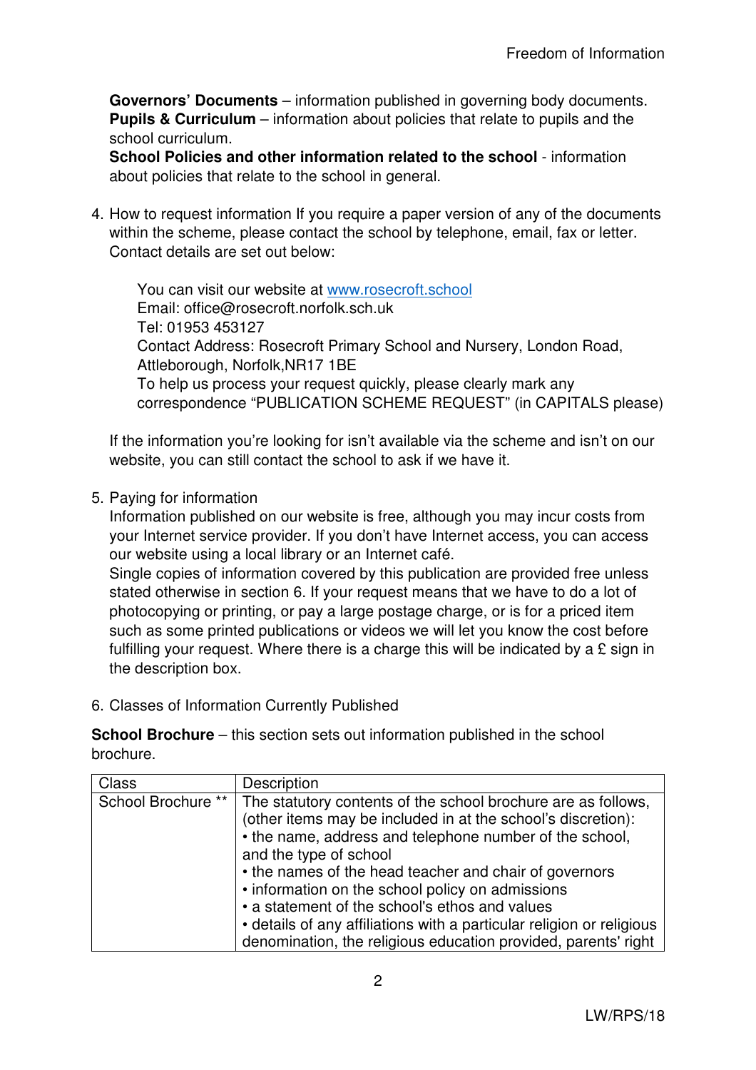**Governors' Documents** – information published in governing body documents.
**Pupils & Curriculum** – information about policies that relate to pupils and the school curriculum.
**School Policies and other information related to the school** - information about policies that relate to the school in general.

4. How to request information If you require a paper version of any of the documents within the scheme, please contact the school by telephone, email, fax or letter. Contact details are set out below:

   You can visit our website at [www.rosecroft.school](www.rosecroft.school)
   Email: office@rosecroft.norfolk.sch.uk
   Tel: 01953 453127
   Contact Address: Rosecroft Primary School and Nursery, London Road, Attleborough, Norfolk,NR17 1BE
   To help us process your request quickly, please clearly mark any correspondence "PUBLICATION SCHEME REQUEST" (in CAPITALS please)

   If the information you're looking for isn't available via the scheme and isn't on our website, you can still contact the school to ask if we have it.

5. Paying for information
   Information published on our website is free, although you may incur costs from your Internet service provider. If you don't have Internet access, you can access our website using a local library or an Internet café.
   Single copies of information covered by this publication are provided free unless stated otherwise in section 6. If your request means that we have to do a lot of photocopying or printing, or pay a large postage charge, or is for a priced item such as some printed publications or videos we will let you know the cost before fulfilling your request. Where there is a charge this will be indicated by a £ sign in the description box.

6. Classes of Information Currently Published

**School Brochure** – this section sets out information published in the school brochure.

| Class | Description |
|---|---|
| School Brochure ** | The statutory contents of the school brochure are as follows, (other items may be included in at the school's discretion):<br>• the name, address and telephone number of the school, and the type of school<br>• the names of the head teacher and chair of governors<br>• information on the school policy on admissions<br>• a statement of the school's ethos and values<br>• details of any affiliations with a particular religion or religious denomination, the religious education provided, parents' right |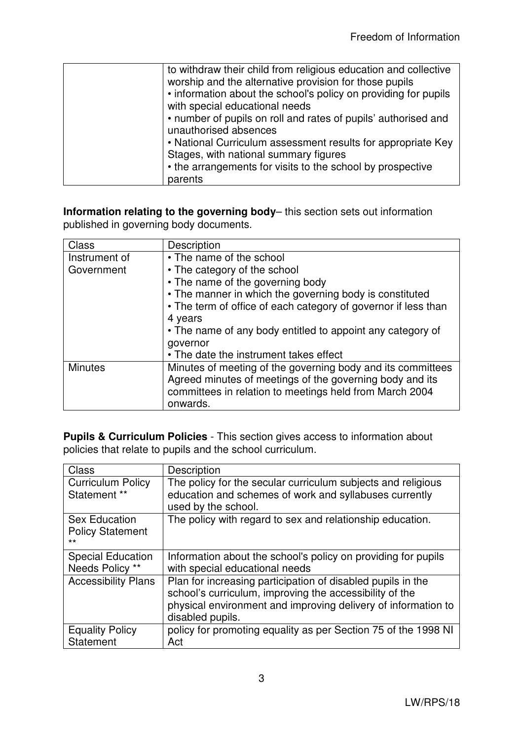| | |
|---|---|
| | to withdraw their child from religious education and collective worship and the alternative provision for those pupils<br>• information about the school's policy on providing for pupils with special educational needs<br>• number of pupils on roll and rates of pupils' authorised and unauthorised absences<br>• National Curriculum assessment results for appropriate Key Stages, with national summary figures<br>• the arrangements for visits to the school by prospective parents |

**Information relating to the governing body**– this section sets out information published in governing body documents.

| Class | Description |
|---|---|
| Instrument of Government | • The name of the school<br>• The category of the school<br>• The name of the governing body<br>• The manner in which the governing body is constituted<br>• The term of office of each category of governor if less than 4 years<br>• The name of any body entitled to appoint any category of governor<br>• The date the instrument takes effect |
| Minutes | Minutes of meeting of the governing body and its committees Agreed minutes of meetings of the governing body and its committees in relation to meetings held from March 2004 onwards. |

**Pupils & Curriculum Policies** - This section gives access to information about policies that relate to pupils and the school curriculum.

| Class | Description |
|---|---|
| Curriculum Policy Statement ** | The policy for the secular curriculum subjects and religious education and schemes of work and syllabuses currently used by the school. |
| Sex Education Policy Statement ** | The policy with regard to sex and relationship education. |
| Special Education Needs Policy ** | Information about the school's policy on providing for pupils with special educational needs |
| Accessibility Plans | Plan for increasing participation of disabled pupils in the school's curriculum, improving the accessibility of the physical environment and improving delivery of information to disabled pupils. |
| Equality Policy Statement | policy for promoting equality as per Section 75 of the 1998 NI Act |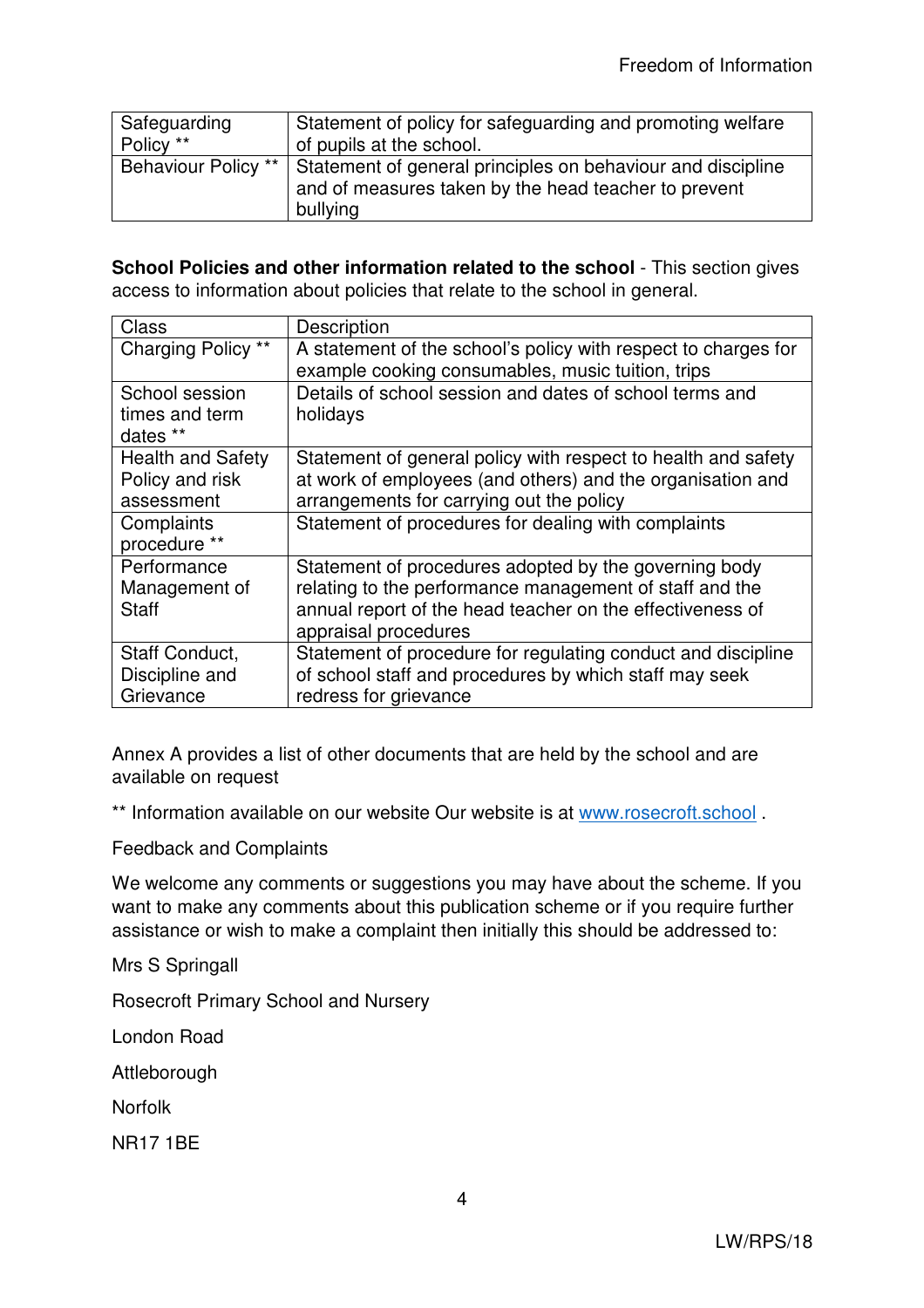| | |
|---|---|
| Safeguarding Policy ** | Statement of policy for safeguarding and promoting welfare of pupils at the school. |
| Behaviour Policy ** | Statement of general principles on behaviour and discipline and of measures taken by the head teacher to prevent bullying |

**School Policies and other information related to the school** - This section gives access to information about policies that relate to the school in general.

| Class | Description |
|---|---|
| Charging Policy ** | A statement of the school's policy with respect to charges for example cooking consumables, music tuition, trips |
| School session times and term dates ** | Details of school session and dates of school terms and holidays |
| Health and Safety Policy and risk assessment | Statement of general policy with respect to health and safety at work of employees (and others) and the organisation and arrangements for carrying out the policy |
| Complaints procedure ** | Statement of procedures for dealing with complaints |
| Performance Management of Staff | Statement of procedures adopted by the governing body relating to the performance management of staff and the annual report of the head teacher on the effectiveness of appraisal procedures |
| Staff Conduct, Discipline and Grievance | Statement of procedure for regulating conduct and discipline of school staff and procedures by which staff may seek redress for grievance |

Annex A provides a list of other documents that are held by the school and are available on request

** Information available on our website Our website is at [www.rosecroft.school](www.rosecroft.school) .

Feedback and Complaints

We welcome any comments or suggestions you may have about the scheme. If you want to make any comments about this publication scheme or if you require further assistance or wish to make a complaint then initially this should be addressed to:

Mrs S Springall

Rosecroft Primary School and Nursery

London Road

Attleborough

Norfolk

NR17 1BE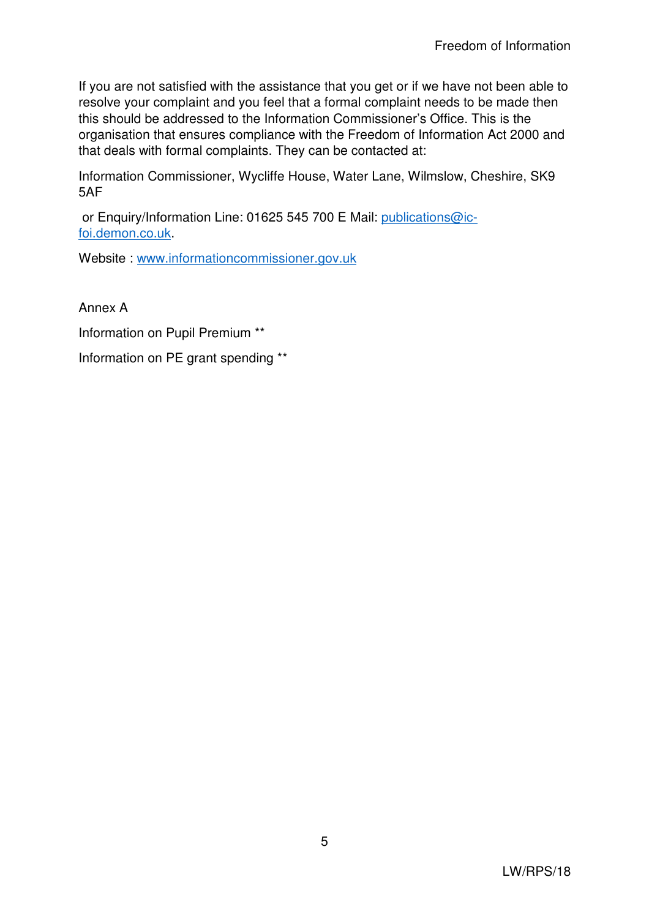If you are not satisfied with the assistance that you get or if we have not been able to resolve your complaint and you feel that a formal complaint needs to be made then this should be addressed to the Information Commissioner's Office. This is the organisation that ensures compliance with the Freedom of Information Act 2000 and that deals with formal complaints. They can be contacted at:

Information Commissioner, Wycliffe House, Water Lane, Wilmslow, Cheshire, SK9 5AF

or Enquiry/Information Line: 01625 545 700 E Mail: publications@ic-foi.demon.co.uk.

Website : www.informationcommissioner.gov.uk

Annex A

Information on Pupil Premium **

Information on PE grant spending **

LW/RPS/18